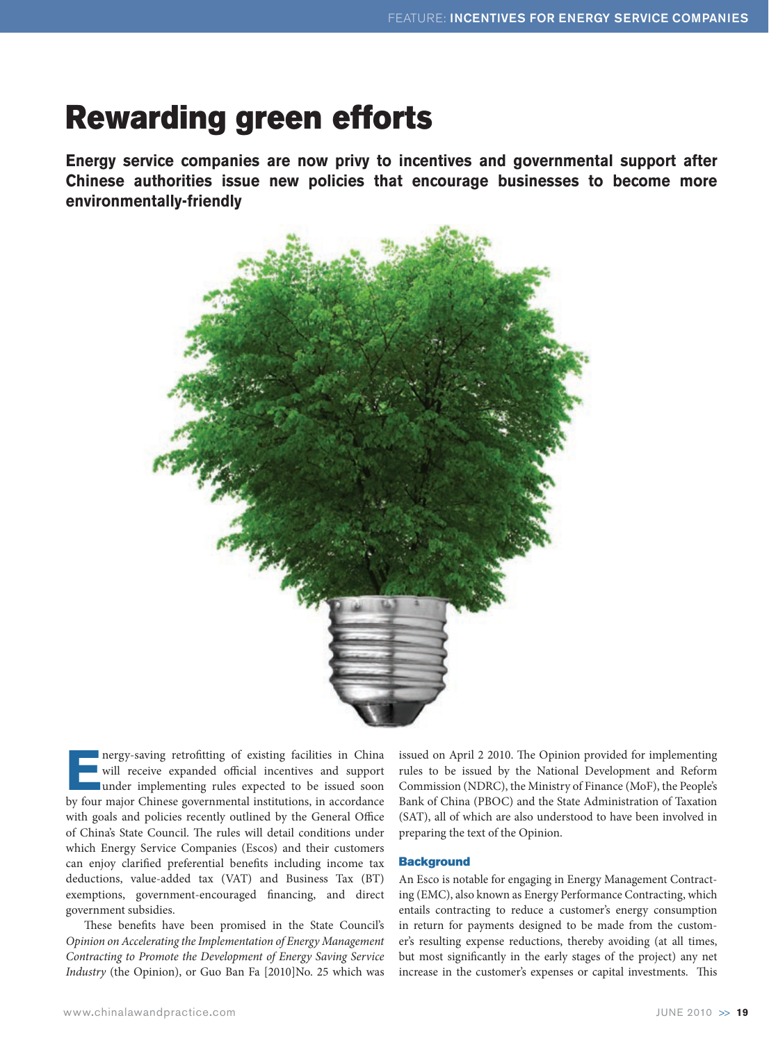# Rewarding green efforts

**Energy service companies are now privy to incentives and governmental support after Chinese authorities issue new policies that encourage businesses to become more environmentally-friendly**

Energy-saving retrofitting of existing facilities in China will receive expanded official incentives and support under implementing rules expected to be issued soon by four major Chinese governmental institutions, in accordance with goals and policies recently outlined by the General Office of China's State Council. The rules will detail conditions under which Energy Service Companies (Escos) and their customers can enjoy clarified preferential benefits including income tax deductions, value-added tax (VAT) and Business Tax (BT) exemptions, government-encouraged financing, and direct government subsidies.

These benefits have been promised in the State Council's *Opinion on Accelerating the Implementation of Energy Management Contracting to Promote the Development of Energy Saving Service Industry* (the Opinion), or Guo Ban Fa [2010]No. 25 which was issued on April 2 2010. The Opinion provided for implementing rules to be issued by the National Development and Reform Commission (NDRC), the Ministry of Finance (MoF), the People's Bank of China (PBOC) and the State Administration of Taxation (SAT), all of which are also understood to have been involved in preparing the text of the Opinion.

## Background

An Esco is notable for engaging in Energy Management Contracting (EMC), also known as Energy Performance Contracting, which entails contracting to reduce a customer's energy consumption in return for payments designed to be made from the customer's resulting expense reductions, thereby avoiding (at all times, but most significantly in the early stages of the project) any net increase in the customer's expenses or capital investments. This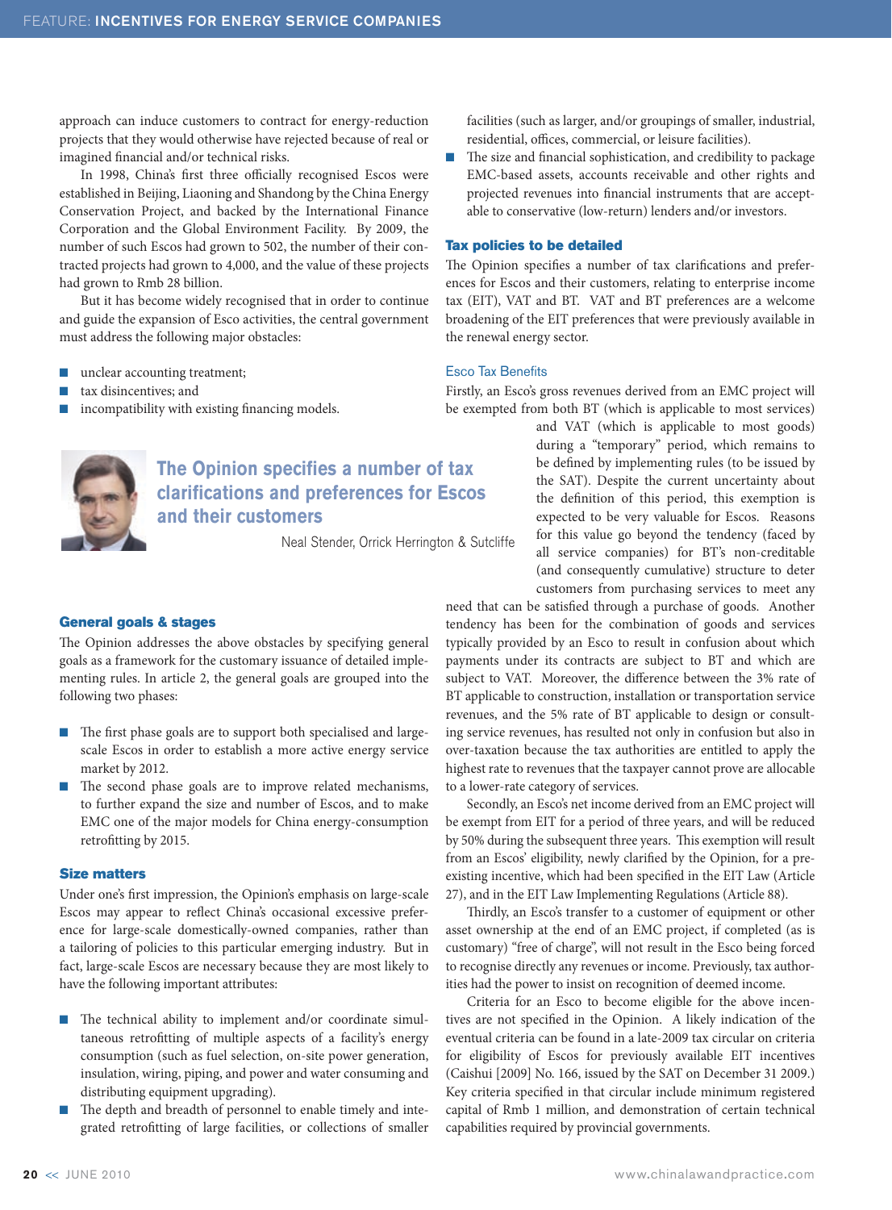approach can induce customers to contract for energy-reduction projects that they would otherwise have rejected because of real or imagined financial and/or technical risks.

In 1998, China's first three officially recognised Escos were established in Beijing, Liaoning and Shandong by the China Energy Conservation Project, and backed by the International Finance Corporation and the Global Environment Facility. By 2009, the number of such Escos had grown to 502, the number of their contracted projects had grown to 4,000, and the value of these projects had grown to Rmb 28 billion.

But it has become widely recognised that in order to continue and guide the expansion of Esco activities, the central government must address the following major obstacles:

- unclear accounting treatment;
- tax disincentives; and
- incompatibility with existing financing models.

> **The Opinion specifies a number of tax clarifications and preferences for Escos and their customers**
>
> Neal Stender, Orrick Herrington & Sutcliffe

## General goals & stages

The Opinion addresses the above obstacles by specifying general goals as a framework for the customary issuance of detailed implementing rules. In article 2, the general goals are grouped into the following two phases:

- The first phase goals are to support both specialised and large-scale Escos in order to establish a more active energy service market by 2012.
- The second phase goals are to improve related mechanisms, to further expand the size and number of Escos, and to make EMC one of the major models for China energy-consumption retrofitting by 2015.

## Size matters

Under one's first impression, the Opinion's emphasis on large-scale Escos may appear to reflect China's occasional excessive preference for large-scale domestically-owned companies, rather than a tailoring of policies to this particular emerging industry. But in fact, large-scale Escos are necessary because they are most likely to have the following important attributes:

- The technical ability to implement and/or coordinate simultaneous retrofitting of multiple aspects of a facility's energy consumption (such as fuel selection, on-site power generation, insulation, wiring, piping, and power and water consuming and distributing equipment upgrading).
- The depth and breadth of personnel to enable timely and integrated retrofitting of large facilities, or collections of smaller facilities (such as larger, and/or groupings of smaller, industrial, residential, offices, commercial, or leisure facilities).
- The size and financial sophistication, and credibility to package EMC-based assets, accounts receivable and other rights and projected revenues into financial instruments that are acceptable to conservative (low-return) lenders and/or investors.

## Tax policies to be detailed

The Opinion specifies a number of tax clarifications and preferences for Escos and their customers, relating to enterprise income tax (EIT), VAT and BT. VAT and BT preferences are a welcome broadening of the EIT preferences that were previously available in the renewal energy sector.

### Esco Tax Benefits

Firstly, an Esco's gross revenues derived from an EMC project will be exempted from both BT (which is applicable to most services) and VAT (which is applicable to most goods) during a "temporary" period, which remains to be defined by implementing rules (to be issued by the SAT). Despite the current uncertainty about the definition of this period, this exemption is expected to be very valuable for Escos. Reasons for this value go beyond the tendency (faced by all service companies) for BT's non-creditable (and consequently cumulative) structure to deter customers from purchasing services to meet any need that can be satisfied through a purchase of goods. Another tendency has been for the combination of goods and services typically provided by an Esco to result in confusion about which payments under its contracts are subject to BT and which are subject to VAT. Moreover, the difference between the 3% rate of BT applicable to construction, installation or transportation service revenues, and the 5% rate of BT applicable to design or consulting service revenues, has resulted not only in confusion but also in over-taxation because the tax authorities are entitled to apply the highest rate to revenues that the taxpayer cannot prove are allocable to a lower-rate category of services.

Secondly, an Esco's net income derived from an EMC project will be exempt from EIT for a period of three years, and will be reduced by 50% during the subsequent three years. This exemption will result from an Escos' eligibility, newly clarified by the Opinion, for a pre-existing incentive, which had been specified in the EIT Law (Article 27), and in the EIT Law Implementing Regulations (Article 88).

Thirdly, an Esco's transfer to a customer of equipment or other asset ownership at the end of an EMC project, if completed (as is customary) "free of charge", will not result in the Esco being forced to recognise directly any revenues or income. Previously, tax authorities had the power to insist on recognition of deemed income.

Criteria for an Esco to become eligible for the above incentives are not specified in the Opinion. A likely indication of the eventual criteria can be found in a late-2009 tax circular on criteria for eligibility of Escos for previously available EIT incentives (Caishui [2009] No. 166, issued by the SAT on December 31 2009.) Key criteria specified in that circular include minimum registered capital of Rmb 1 million, and demonstration of certain technical capabilities required by provincial governments.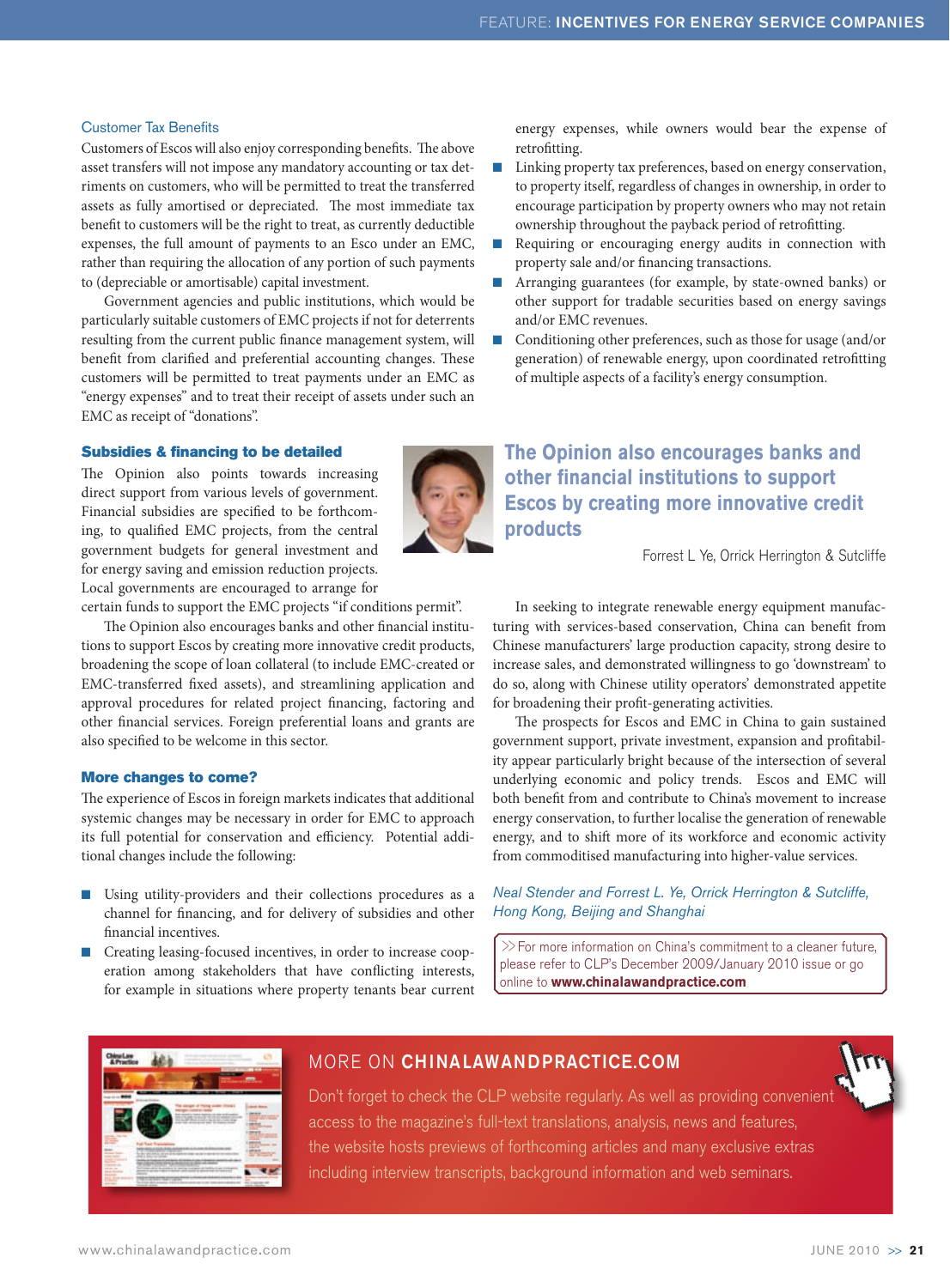### Customer Tax Benefits

Customers of Escos will also enjoy corresponding benefits. The above asset transfers will not impose any mandatory accounting or tax detriments on customers, who will be permitted to treat the transferred assets as fully amortised or depreciated. The most immediate tax benefit to customers will be the right to treat, as currently deductible expenses, the full amount of payments to an Esco under an EMC, rather than requiring the allocation of any portion of such payments to (depreciable or amortisable) capital investment.

Government agencies and public institutions, which would be particularly suitable customers of EMC projects if not for deterrents resulting from the current public finance management system, will benefit from clarified and preferential accounting changes. These customers will be permitted to treat payments under an EMC as "energy expenses" and to treat their receipt of assets under such an EMC as receipt of "donations".

### Subsidies & financing to be detailed

The Opinion also points towards increasing direct support from various levels of government. Financial subsidies are specified to be forthcoming, to qualified EMC projects, from the central government budgets for general investment and for energy saving and emission reduction projects. Local governments are encouraged to arrange for certain funds to support the EMC projects "if conditions permit".

The Opinion also encourages banks and other financial institutions to support Escos by creating more innovative credit products, broadening the scope of loan collateral (to include EMC-created or EMC-transferred fixed assets), and streamlining application and approval procedures for related project financing, factoring and other financial services. Foreign preferential loans and grants are also specified to be welcome in this sector.

### More changes to come?

The experience of Escos in foreign markets indicates that additional systemic changes may be necessary in order for EMC to approach its full potential for conservation and efficiency. Potential additional changes include the following:

- Using utility-providers and their collections procedures as a channel for financing, and for delivery of subsidies and other financial incentives.
- Creating leasing-focused incentives, in order to increase cooperation among stakeholders that have conflicting interests, for example in situations where property tenants bear current energy expenses, while owners would bear the expense of retrofitting.
- Linking property tax preferences, based on energy conservation, to property itself, regardless of changes in ownership, in order to encourage participation by property owners who may not retain ownership throughout the payback period of retrofitting.
- Requiring or encouraging energy audits in connection with property sale and/or financing transactions.
- Arranging guarantees (for example, by state-owned banks) or other support for tradable securities based on energy savings and/or EMC revenues.
- Conditioning other preferences, such as those for usage (and/or generation) of renewable energy, upon coordinated retrofitting of multiple aspects of a facility's energy consumption.

**The Opinion also encourages banks and other financial institutions to support Escos by creating more innovative credit products**

Forrest L Ye, Orrick Herrington & Sutcliffe

In seeking to integrate renewable energy equipment manufacturing with services-based conservation, China can benefit from Chinese manufacturers' large production capacity, strong desire to increase sales, and demonstrated willingness to go 'downstream' to do so, along with Chinese utility operators' demonstrated appetite for broadening their profit-generating activities.

The prospects for Escos and EMC in China to gain sustained government support, private investment, expansion and profitability appear particularly bright because of the intersection of several underlying economic and policy trends. Escos and EMC will both benefit from and contribute to China's movement to increase energy conservation, to further localise the generation of renewable energy, and to shift more of its workforce and economic activity from commoditised manufacturing into higher-value services.

*Neal Stender and Forrest L. Ye, Orrick Herrington & Sutcliffe, Hong Kong, Beijing and Shanghai*

>> For more information on China's commitment to a cleaner future, please refer to CLP's December 2009/January 2010 issue or go online to **www.chinalawandpractice.com**

MORE ON **CHINALAWANDPRACTICE.COM**

Don't forget to check the CLP website regularly. As well as providing convenient access to the magazine's full-text translations, analysis, news and features, the website hosts previews of forthcoming articles and many exclusive extras including interview transcripts, background information and web seminars.